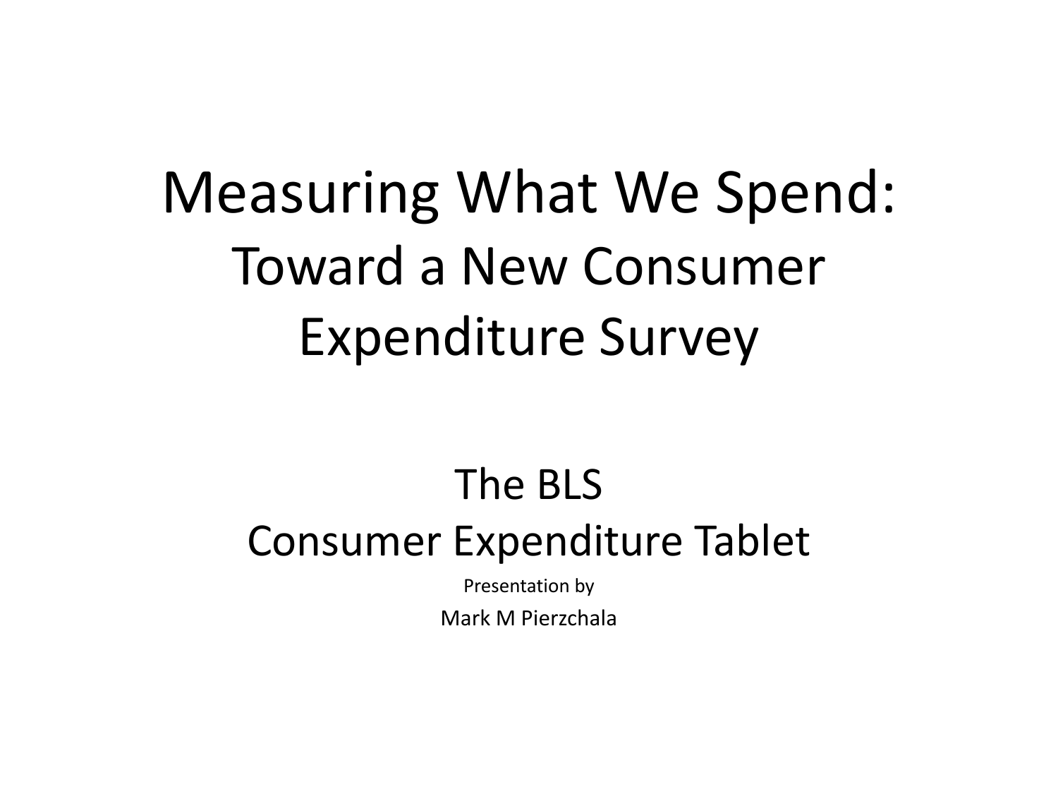# Measuring What We Spend:

## Toward a New Consumer Expenditure Survey

The BLS

Consumer Expenditure Tablet

Presentation by

Mark M Pierzchala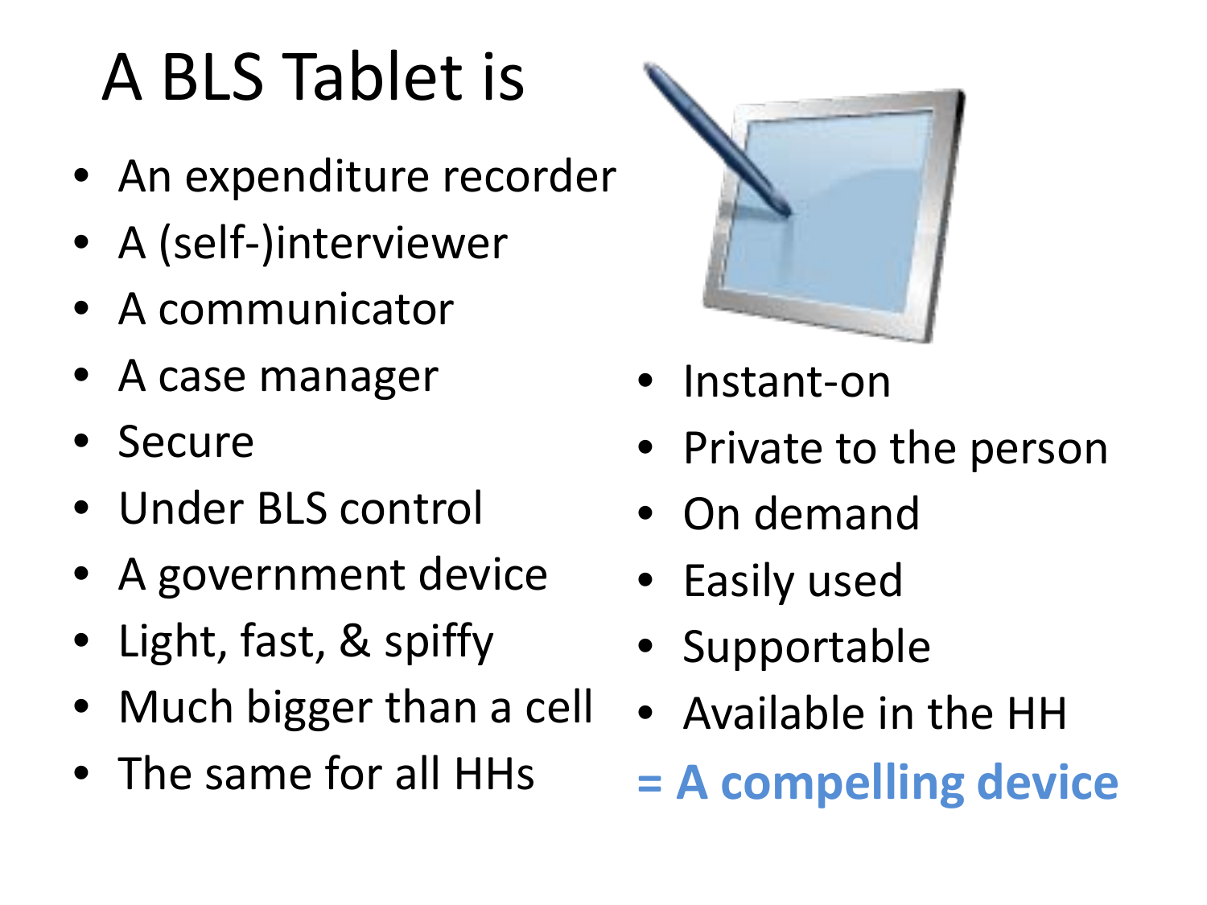# A BLS Tablet is

- An expenditure recorder
- A (self-)interviewer
- A communicator
- A case manager
- Secure
- Under BLS control
- A government device
- Light, fast, & spiffy
- Much bigger than a cell
- The same for all HHs
- Instant-on
- Private to the person
- On demand
- Easily used
- Supportable
- Available in the HH

**= A compelling device**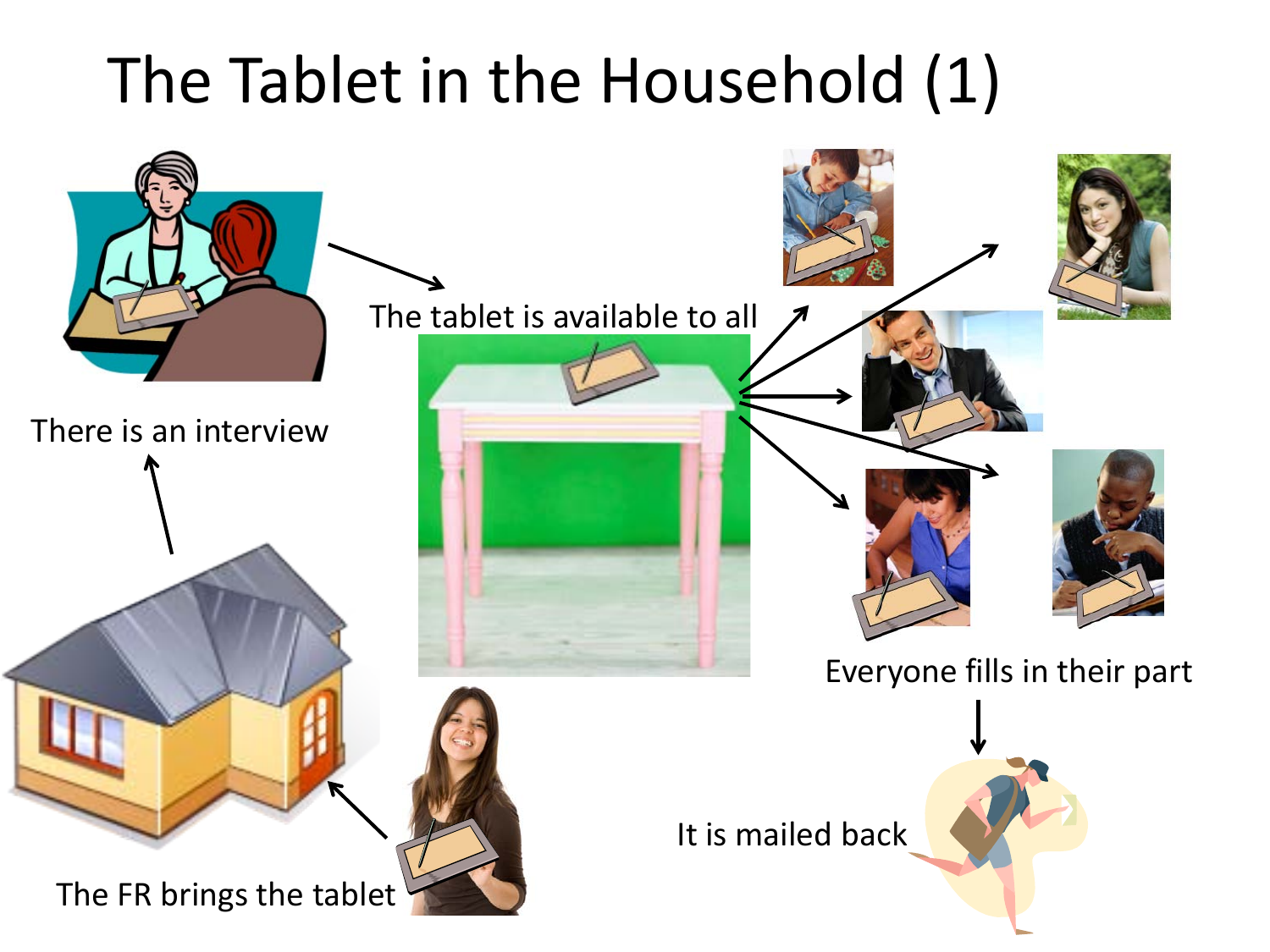# The Tablet in the Household (1)

There is an interview

The tablet is available to all

Everyone fills in their part

It is mailed back

The FR brings the tablet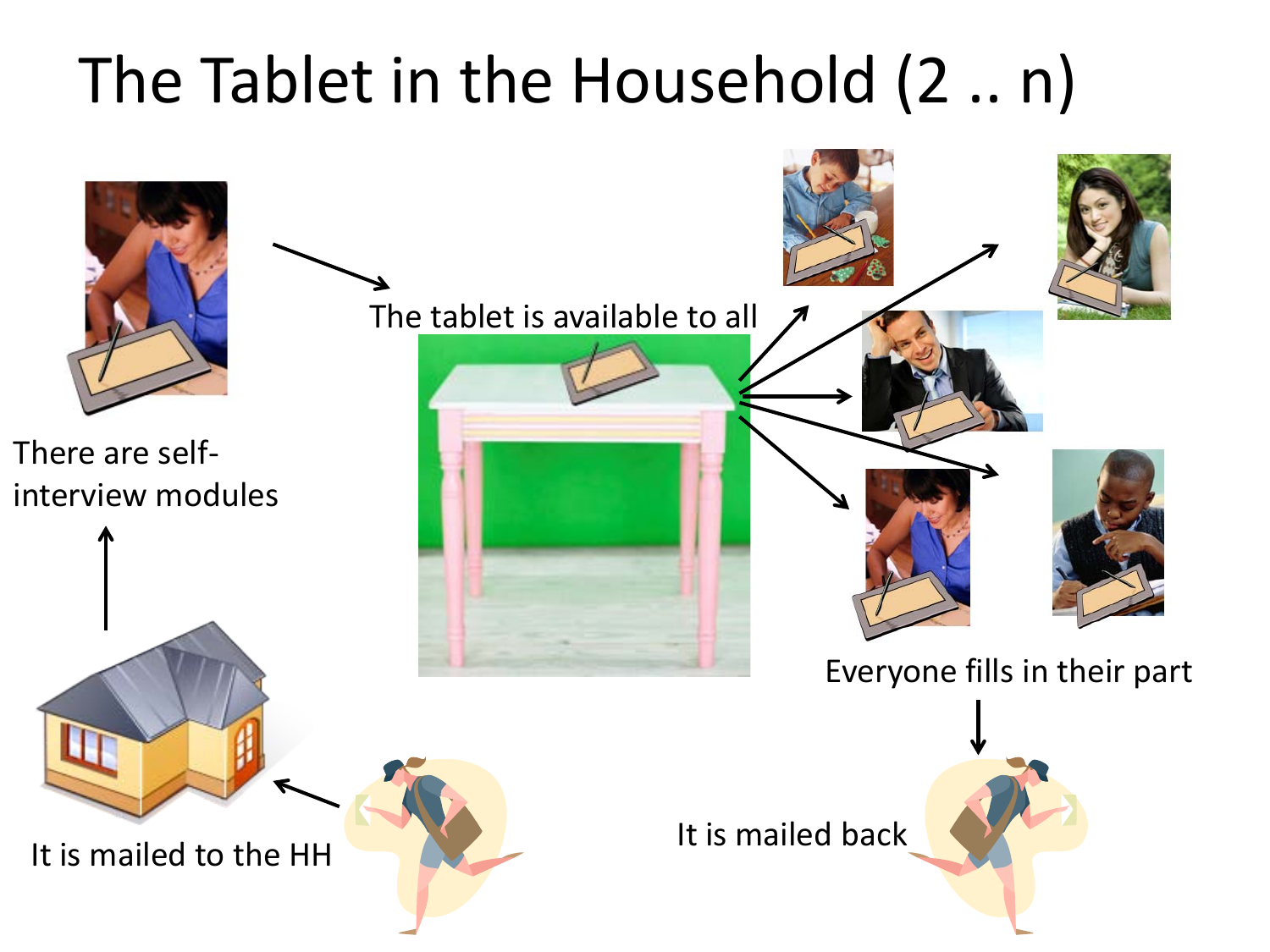# The Tablet in the Household (2 .. n)

There are self-interview modules

The tablet is available to all

Everyone fills in their part

It is mailed back

It is mailed to the HH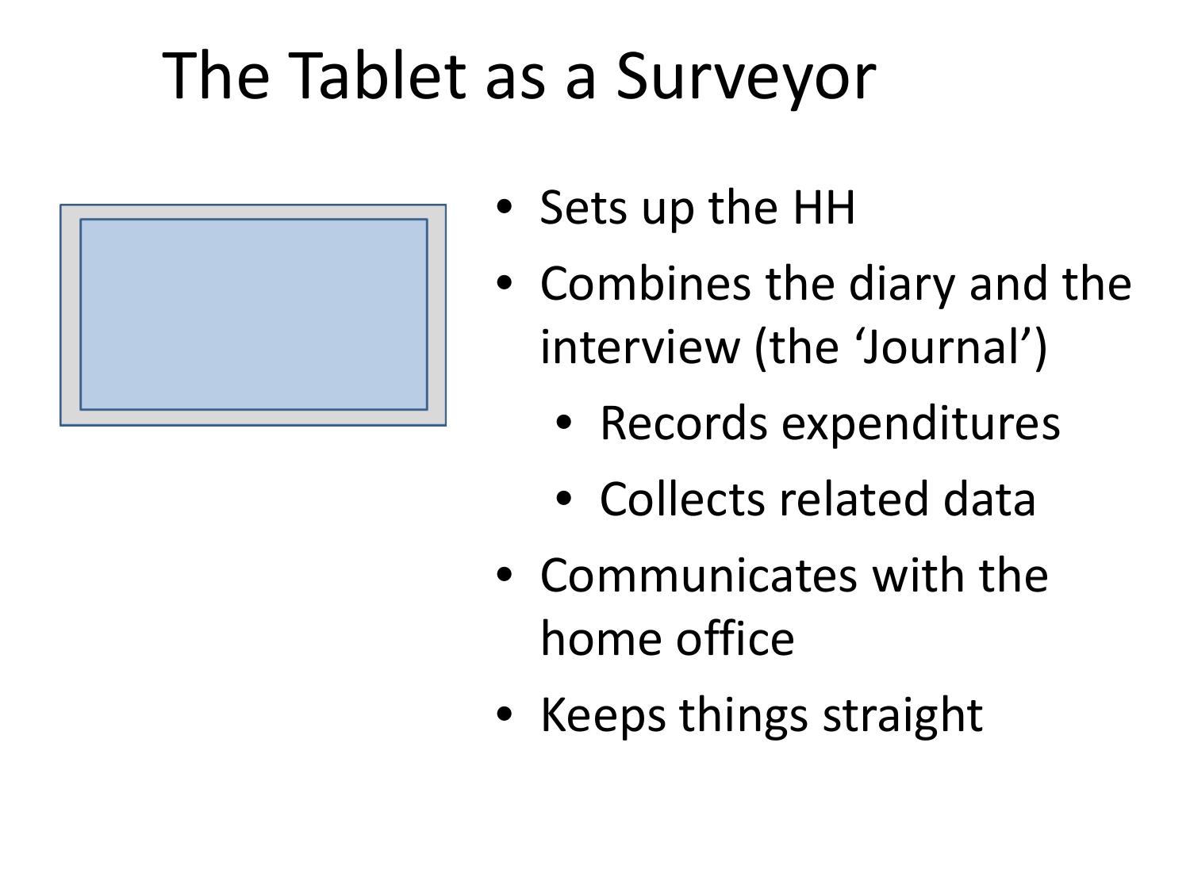# The Tablet as a Surveyor

- Sets up the HH
- Combines the diary and the interview (the 'Journal')
  - Records expenditures
  - Collects related data
- Communicates with the home office
- Keeps things straight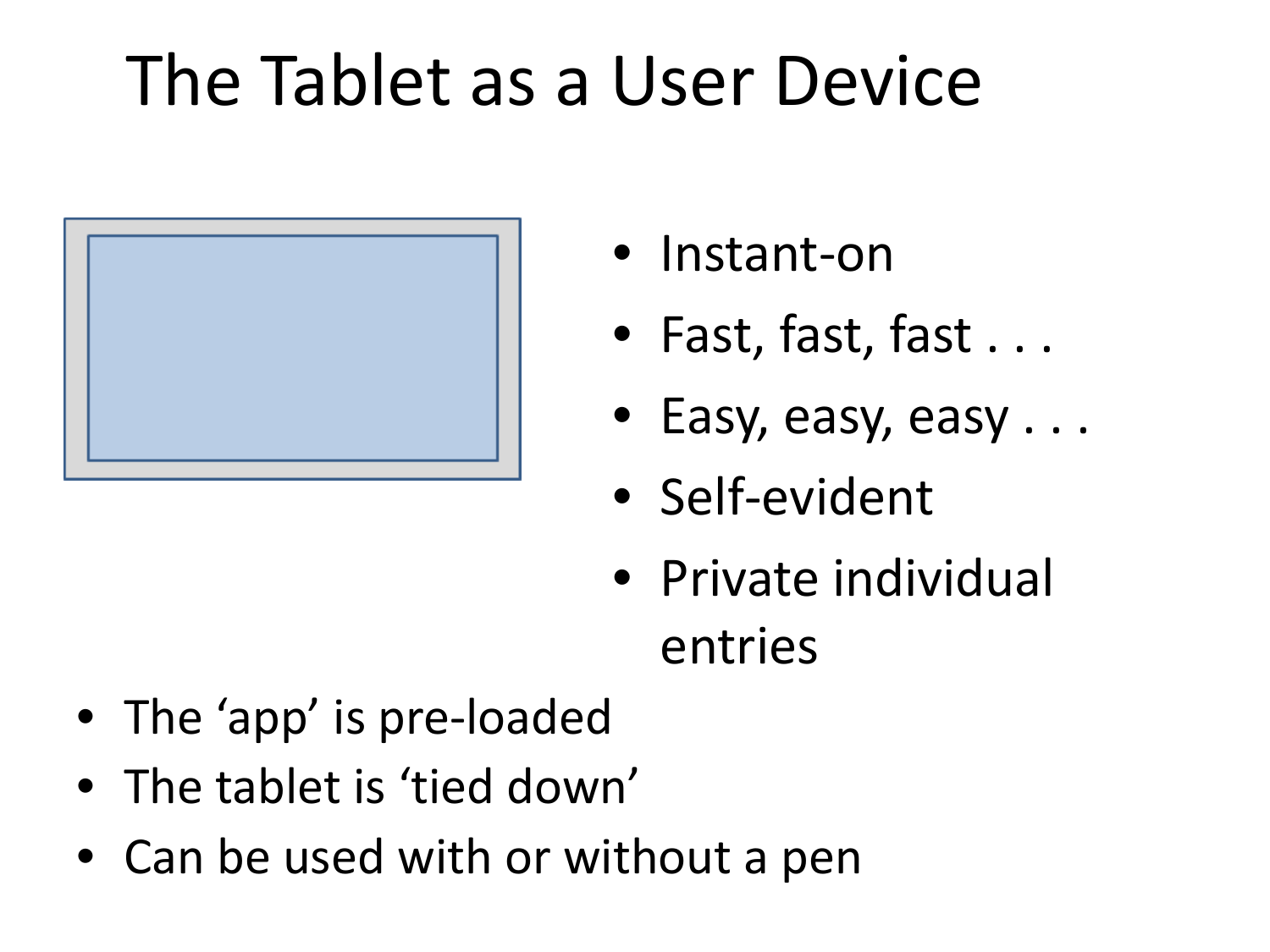# The Tablet as a User Device

- Instant-on
- Fast, fast, fast . . .
- Easy, easy, easy . . .
- Self-evident
- Private individual entries

- The ‘app’ is pre-loaded
- The tablet is ‘tied down’
- Can be used with or without a pen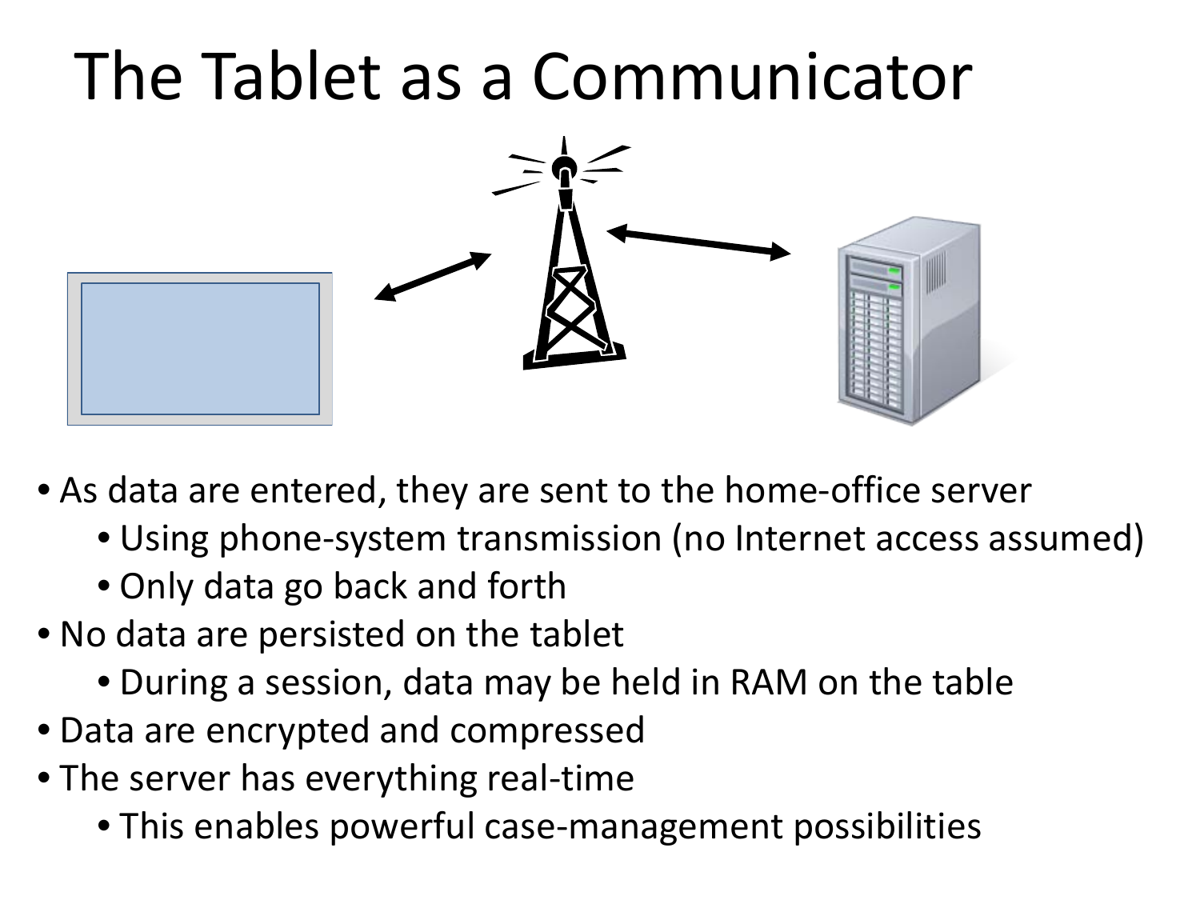# The Tablet as a Communicator

- As data are entered, they are sent to the home-office server
  - Using phone-system transmission (no Internet access assumed)
  - Only data go back and forth
- No data are persisted on the tablet
  - During a session, data may be held in RAM on the table
- Data are encrypted and compressed
- The server has everything real-time
  - This enables powerful case-management possibilities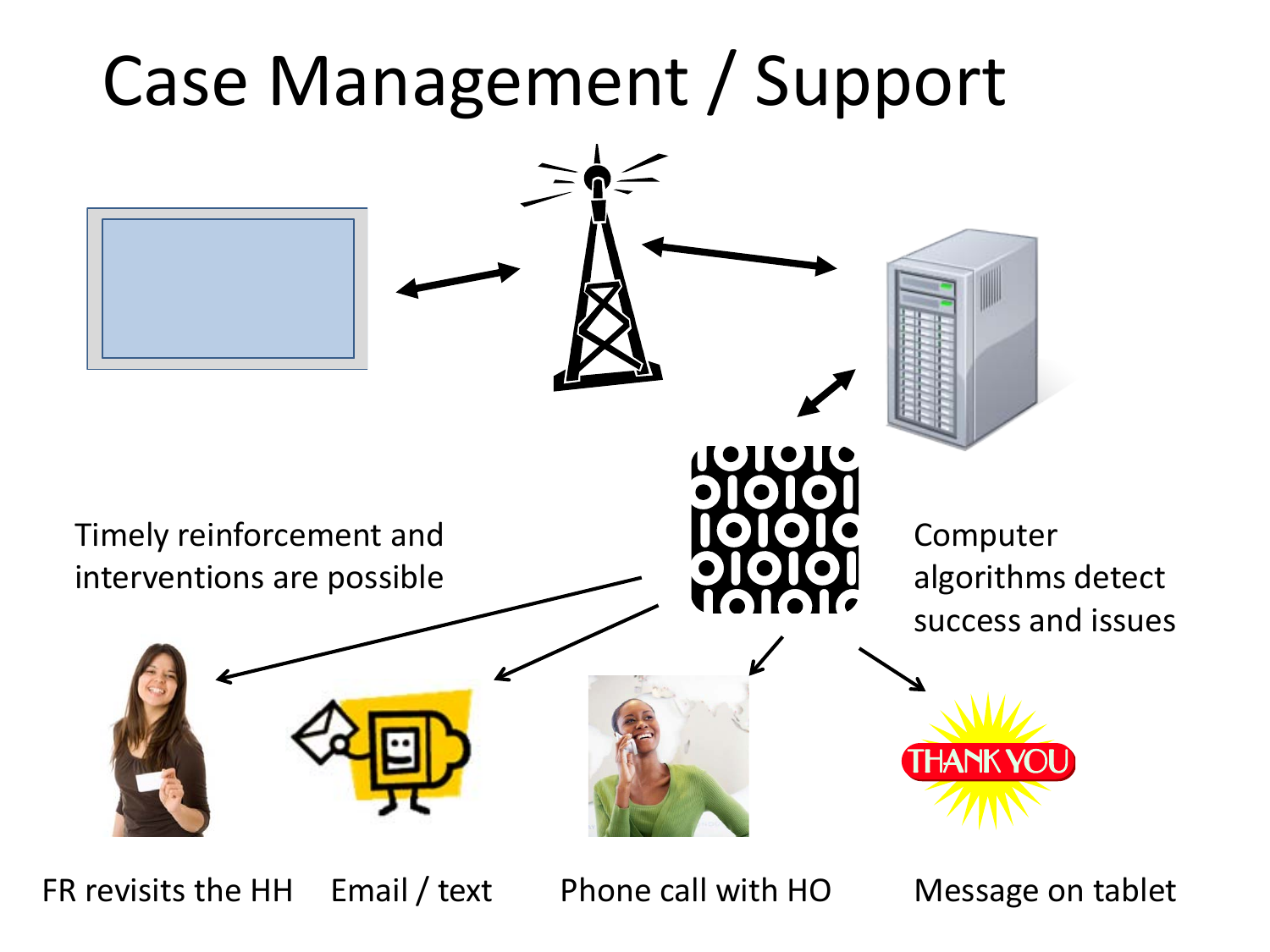# Case Management / Support

Timely reinforcement and interventions are possible

Computer algorithms detect success and issues

FR revisits the HH

Email / text

Phone call with HO

THANK YOU

Message on tablet